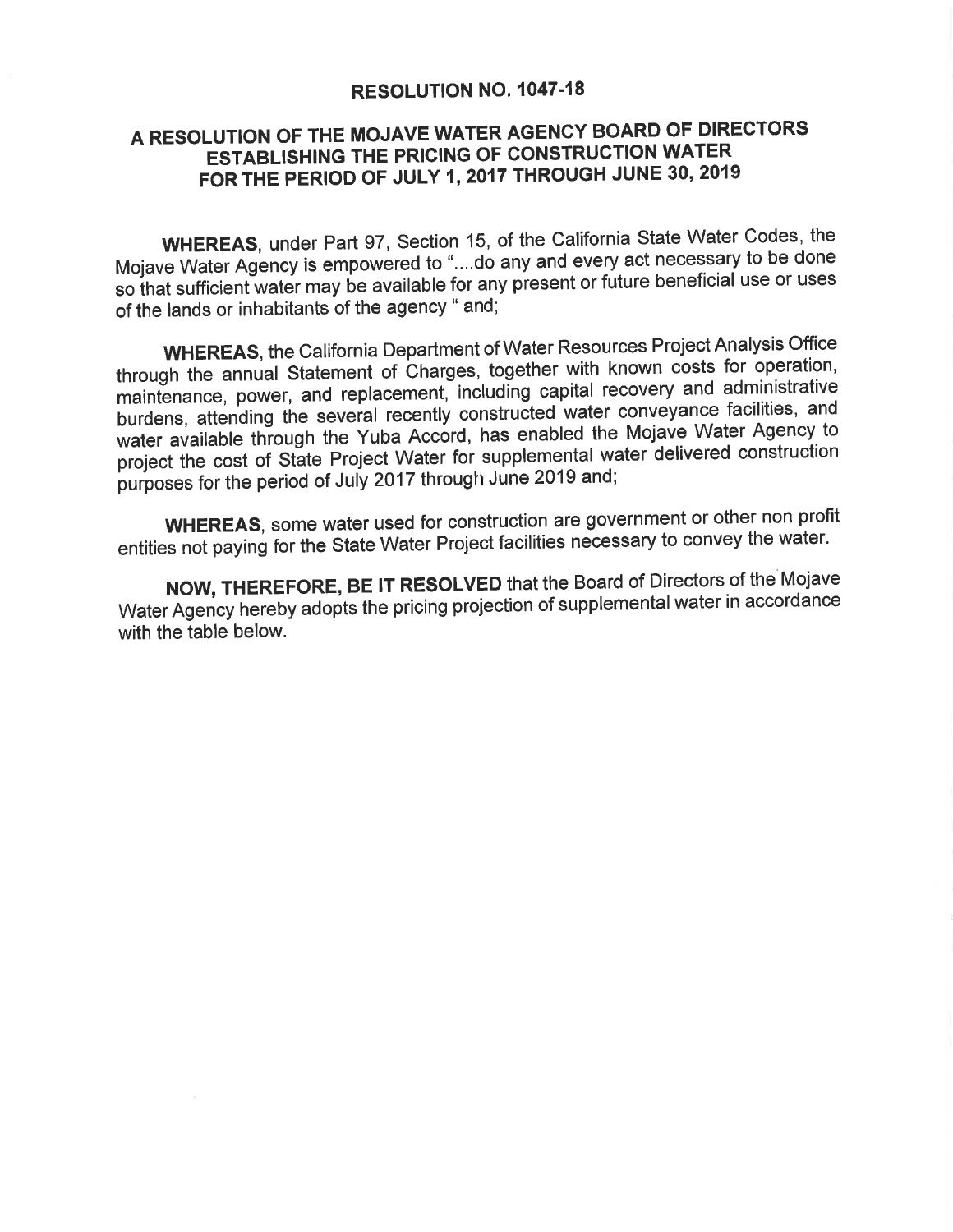# RESOLUTION NO. 1047-18

## A RESOLUTION OF THE MOJAVE WATER AGENCY BOARD OF DIRECTORS ESTABLISHING THE PRICING OF CONSTRUCTION WATER FOR THE PERIOD OF JULY 1, 2017 THROUGH JUNE 30, 2019

**WHEREAS**, under Part 97, Section 15, of the California State Water Codes, the Mojave Water Agency is empowered to "....do any and every act necessary to be done so that sufficient water may be available for any present or future beneficial use or uses of the lands or inhabitants of the agency " and;

**WHEREAS**, the California Department of Water Resources Project Analysis Office through the annual Statement of Charges, together with known costs for operation, maintenance, power, and replacement, including capital recovery and administrative burdens, attending the several recently constructed water conveyance facilities, and water available through the Yuba Accord, has enabled the Mojave Water Agency to project the cost of State Project Water for supplemental water delivered construction purposes for the period of July 2017 through June 2019 and;

**WHEREAS**, some water used for construction are government or other non profit entities not paying for the State Water Project facilities necessary to convey the water.

**NOW, THEREFORE, BE IT RESOLVED** that the Board of Directors of the Mojave Water Agency hereby adopts the pricing projection of supplemental water in accordance with the table below.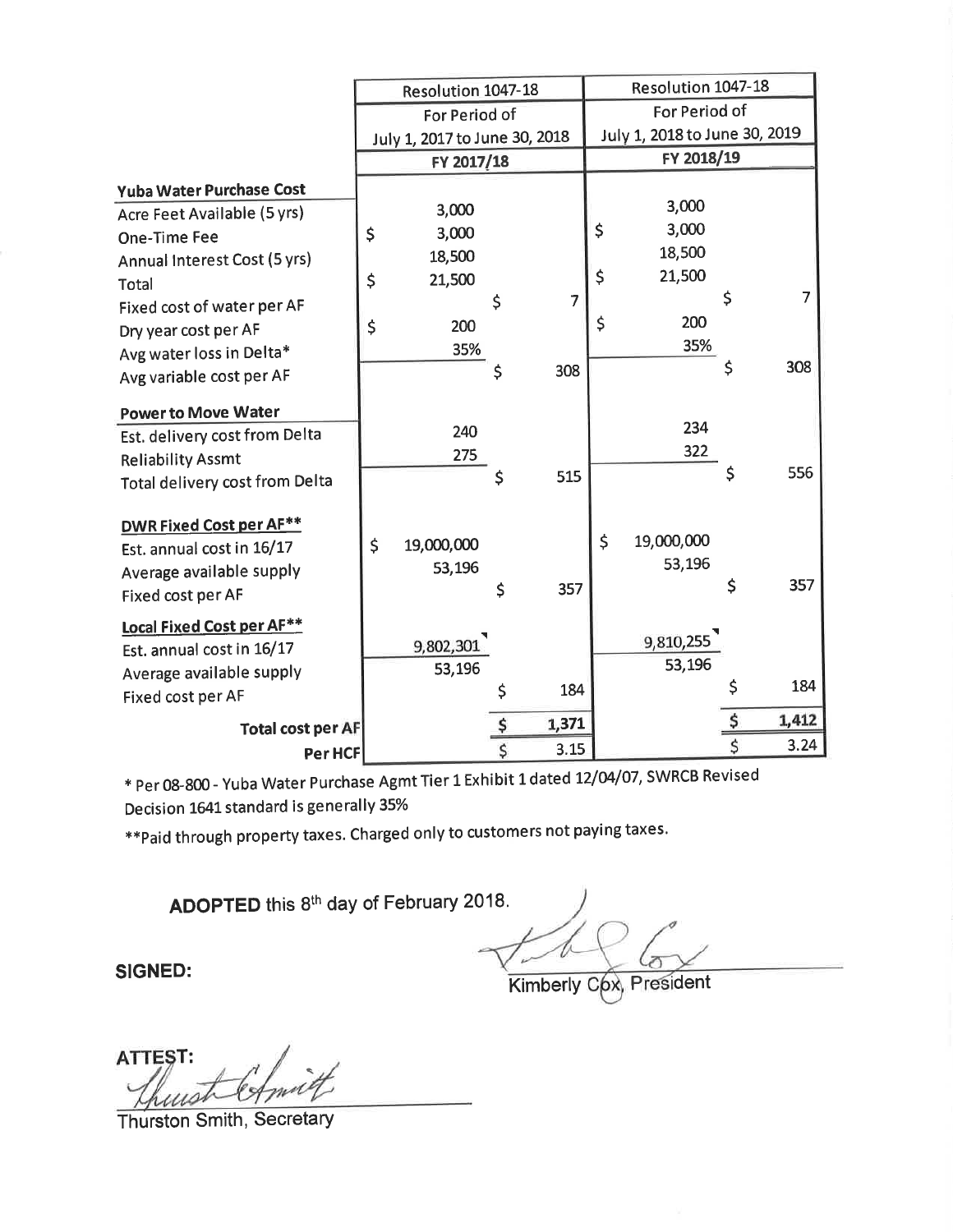| | Resolution 1047-18 | | | | Resolution 1047-18 | | | |
|---|---|---|---|---|---|---|---|---|
| | For Period of July 1, 2017 to June 30, 2018 | | | | For Period of July 1, 2018 to June 30, 2019 | | | |
| | FY 2017/18 | | | | FY 2018/19 | | | |
| **Yuba Water Purchase Cost** | | | | | | | | |
| Acre Feet Available (5 yrs) | | 3,000 | | | | 3,000 | | |
| One-Time Fee | $ | 3,000 | | | $ | 3,000 | | |
| Annual Interest Cost (5 yrs) | | 18,500 | | | | 18,500 | | |
| Total | $ | 21,500 | | | $ | 21,500 | | |
| Fixed cost of water per AF | | | $ | 7 | | | $ | 7 |
| Dry year cost per AF | $ | 200 | | | $ | 200 | | |
| Avg water loss in Delta* | | 35% | | | | 35% | | |
| Avg variable cost per AF | | | $ | 308 | | | $ | 308 |
| **Power to Move Water** | | | | | | | | |
| Est. delivery cost from Delta | | 240 | | | | 234 | | |
| Reliability Assmt | | 275 | | | | 322 | | |
| Total delivery cost from Delta | | | $ | 515 | | | $ | 556 |
| **DWR Fixed Cost per AF**** | | | | | | | | |
| Est. annual cost in 16/17 | $ | 19,000,000 | | | $ | 19,000,000 | | |
| Average available supply | | 53,196 | | | | 53,196 | | |
| Fixed cost per AF | | | $ | 357 | | | $ | 357 |
| **Local Fixed Cost per AF**** | | | | | | | | |
| Est. annual cost in 16/17 | | 9,802,301 | | | | 9,810,255 | | |
| Average available supply | | 53,196 | | | | 53,196 | | |
| Fixed cost per AF | | | $ | 184 | | | $ | 184 |
| **Total cost per AF** | | | $ | 1,371 | | | $ | 1,412 |
| **Per HCF** | | | $ | 3.15 | | | $ | 3.24 |

* Per 08-800 - Yuba Water Purchase Agmt Tier 1 Exhibit 1 dated 12/04/07, SWRCB Revised Decision 1641 standard is generally 35%

**Paid through property taxes. Charged only to customers not paying taxes.

**ADOPTED** this 8th day of February 2018.

**SIGNED:**

Kimberly Cox, President

**ATTEST:**

Thurston Smith, Secretary